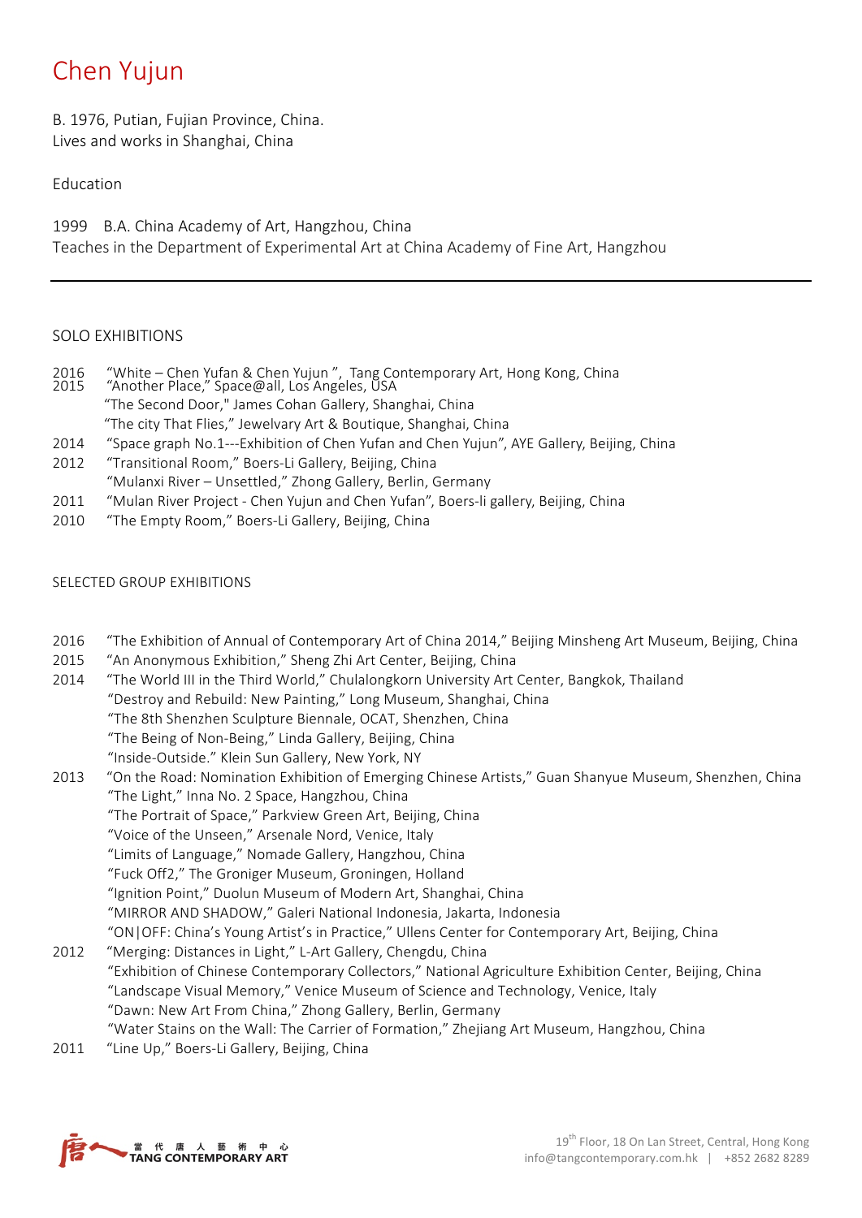# Chen Yujun

B. 1976, Putian, Fujian Province, China.
Lives and works in Shanghai, China

Education

1999 B.A. China Academy of Art, Hangzhou, China
Teaches in the Department of Experimental Art at China Academy of Fine Art, Hangzhou

---

## SOLO EXHIBITIONS

2016 "White – Chen Yufan & Chen Yujun", Tang Contemporary Art, Hong Kong, China
2015 "Another Place," Space@all, Los Angeles, USA
"The Second Door," James Cohan Gallery, Shanghai, China
"The city That Flies," Jewelvary Art & Boutique, Shanghai, China
2014 "Space graph No.1---Exhibition of Chen Yufan and Chen Yujun", AYE Gallery, Beijing, China
2012 "Transitional Room," Boers-Li Gallery, Beijing, China
"Mulanxi River – Unsettled," Zhong Gallery, Berlin, Germany
2011 "Mulan River Project - Chen Yujun and Chen Yufan", Boers-li gallery, Beijing, China
2010 "The Empty Room," Boers-Li Gallery, Beijing, China

## SELECTED GROUP EXHIBITIONS

2016 "The Exhibition of Annual of Contemporary Art of China 2014," Beijing Minsheng Art Museum, Beijing, China
2015 "An Anonymous Exhibition," Sheng Zhi Art Center, Beijing, China
2014 "The World III in the Third World," Chulalongkorn University Art Center, Bangkok, Thailand
"Destroy and Rebuild: New Painting," Long Museum, Shanghai, China
"The 8th Shenzhen Sculpture Biennale, OCAT, Shenzhen, China
"The Being of Non-Being," Linda Gallery, Beijing, China
"Inside-Outside." Klein Sun Gallery, New York, NY
2013 "On the Road: Nomination Exhibition of Emerging Chinese Artists," Guan Shanyue Museum, Shenzhen, China
"The Light," Inna No. 2 Space, Hangzhou, China
"The Portrait of Space," Parkview Green Art, Beijing, China
"Voice of the Unseen," Arsenale Nord, Venice, Italy
"Limits of Language," Nomade Gallery, Hangzhou, China
"Fuck Off2," The Groniger Museum, Groningen, Holland
"Ignition Point," Duolun Museum of Modern Art, Shanghai, China
"MIRROR AND SHADOW," Galeri National Indonesia, Jakarta, Indonesia
"ON|OFF: China's Young Artist's in Practice," Ullens Center for Contemporary Art, Beijing, China
2012 "Merging: Distances in Light," L-Art Gallery, Chengdu, China
"Exhibition of Chinese Contemporary Collectors," National Agriculture Exhibition Center, Beijing, China
"Landscape Visual Memory," Venice Museum of Science and Technology, Venice, Italy
"Dawn: New Art From China," Zhong Gallery, Berlin, Germany
"Water Stains on the Wall: The Carrier of Formation," Zhejiang Art Museum, Hangzhou, China
2011 "Line Up," Boers-Li Gallery, Beijing, China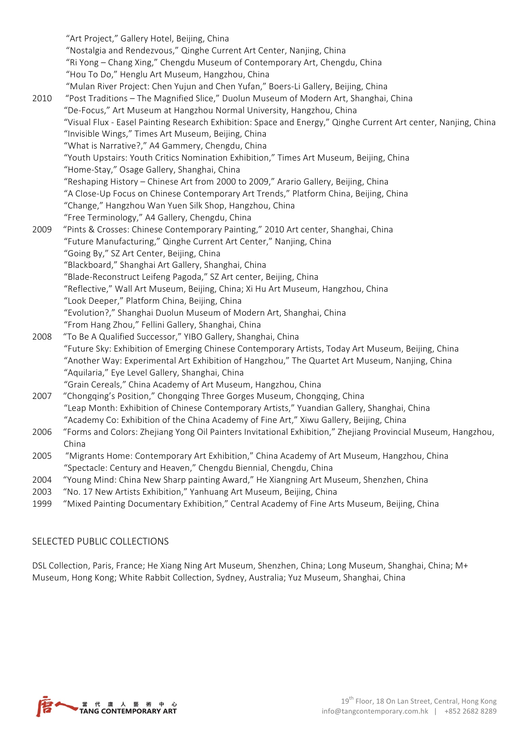"Art Project," Gallery Hotel, Beijing, China
"Nostalgia and Rendezvous," Qinghe Current Art Center, Nanjing, China
"Ri Yong – Chang Xing," Chengdu Museum of Contemporary Art, Chengdu, China
"Hou To Do," Henglu Art Museum, Hangzhou, China
"Mulan River Project: Chen Yujun and Chen Yufan," Boers-Li Gallery, Beijing, China

2010 "Post Traditions – The Magnified Slice," Duolun Museum of Modern Art, Shanghai, China
"De-Focus," Art Museum at Hangzhou Normal University, Hangzhou, China
"Visual Flux - Easel Painting Research Exhibition: Space and Energy," Qinghe Current Art center, Nanjing, China
"Invisible Wings," Times Art Museum, Beijing, China
"What is Narrative?," A4 Gammery, Chengdu, China
"Youth Upstairs: Youth Critics Nomination Exhibition," Times Art Museum, Beijing, China
"Home-Stay," Osage Gallery, Shanghai, China
"Reshaping History – Chinese Art from 2000 to 2009," Arario Gallery, Beijing, China
"A Close-Up Focus on Chinese Contemporary Art Trends," Platform China, Beijing, China
"Change," Hangzhou Wan Yuen Silk Shop, Hangzhou, China
"Free Terminology," A4 Gallery, Chengdu, China

2009 "Pints & Crosses: Chinese Contemporary Painting," 2010 Art center, Shanghai, China
"Future Manufacturing," Qinghe Current Art Center," Nanjing, China
"Going By," SZ Art Center, Beijing, China
"Blackboard," Shanghai Art Gallery, Shanghai, China
"Blade-Reconstruct Leifeng Pagoda," SZ Art center, Beijing, China
"Reflective," Wall Art Museum, Beijing, China; Xi Hu Art Museum, Hangzhou, China
"Look Deeper," Platform China, Beijing, China
"Evolution?," Shanghai Duolun Museum of Modern Art, Shanghai, China
"From Hang Zhou," Fellini Gallery, Shanghai, China

2008 "To Be A Qualified Successor," YIBO Gallery, Shanghai, China
"Future Sky: Exhibition of Emerging Chinese Contemporary Artists, Today Art Museum, Beijing, China
"Another Way: Experimental Art Exhibition of Hangzhou," The Quartet Art Museum, Nanjing, China
"Aquilaria," Eye Level Gallery, Shanghai, China
"Grain Cereals," China Academy of Art Museum, Hangzhou, China

2007 "Chongqing's Position," Chongqing Three Gorges Museum, Chongqing, China
"Leap Month: Exhibition of Chinese Contemporary Artists," Yuandian Gallery, Shanghai, China
"Academy Co: Exhibition of the China Academy of Fine Art," Xiwu Gallery, Beijing, China

2006 "Forms and Colors: Zhejiang Yong Oil Painters Invitational Exhibition," Zhejiang Provincial Museum, Hangzhou, China

2005 "Migrants Home: Contemporary Art Exhibition," China Academy of Art Museum, Hangzhou, China
"Spectacle: Century and Heaven," Chengdu Biennial, Chengdu, China

2004 "Young Mind: China New Sharp painting Award," He Xiangning Art Museum, Shenzhen, China

2003 "No. 17 New Artists Exhibition," Yanhuang Art Museum, Beijing, China

1999 "Mixed Painting Documentary Exhibition," Central Academy of Fine Arts Museum, Beijing, China

## SELECTED PUBLIC COLLECTIONS

DSL Collection, Paris, France; He Xiang Ning Art Museum, Shenzhen, China; Long Museum, Shanghai, China; M+ Museum, Hong Kong; White Rabbit Collection, Sydney, Australia; Yuz Museum, Shanghai, China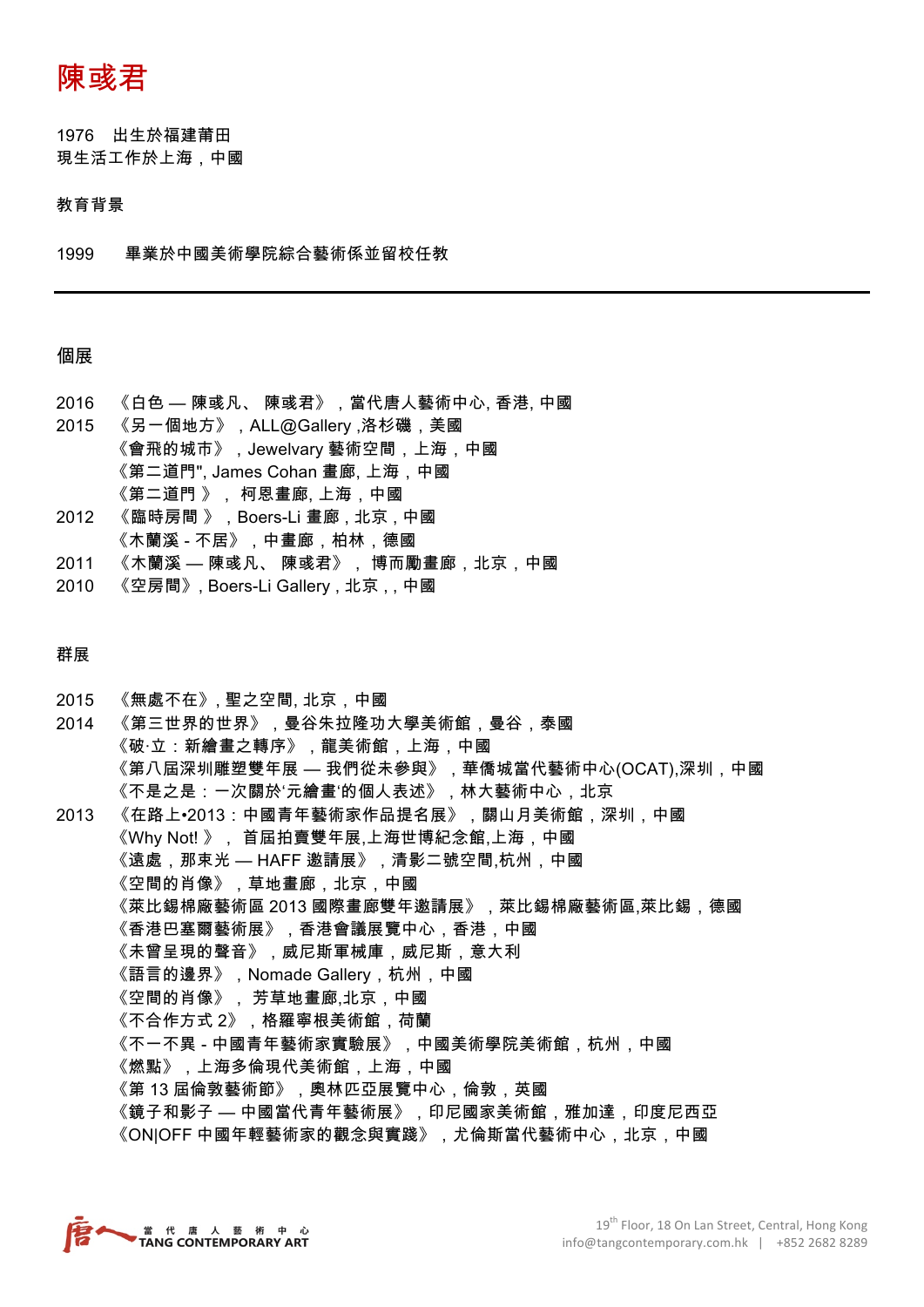# 陳彧君

1976 出生於福建莆田
現生活工作於上海，中國

## 教育背景

1999 畢業於中國美術學院綜合藝術係並留校任教

---

## 個展

2016 《白色 — 陳彧凡、 陳彧君》，當代唐人藝術中心, 香港, 中國
2015 《另一個地方》，ALL@Gallery ,洛杉磯，美國
《會飛的城市》，Jewelvary 藝術空間，上海，中國
《第二道門", James Cohan 畫廊, 上海，中國
《第二道門 》， 柯恩畫廊, 上海，中國
2012 《臨時房間 》，Boers-Li 畫廊，北京，中國
《木蘭溪 - 不居》，中畫廊，柏林，德國
2011 《木蘭溪 — 陳彧凡、 陳彧君》， 博而勵畫廊，北京，中國
2010 《空房間》, Boers-Li Gallery , 北京，, 中國

## 群展

2015 《無處不在》, 聖之空間, 北京，中國
2014 《第三世界的世界》，曼谷朱拉隆功大學美術館，曼谷，泰國
《破·立：新繪畫之轉序》，龍美術館，上海，中國
《第八屆深圳雕塑雙年展 — 我們從未參與》，華僑城當代藝術中心(OCAT),深圳，中國
《不是之是：一次關於'元繪畫'的個人表述》，林大藝術中心，北京
2013 《在路上•2013：中國青年藝術家作品提名展》，關山月美術館，深圳，中國
《Why Not! 》， 首屆拍賣雙年展,上海世博紀念館,上海，中國
《遠處，那束光 — HAFF 邀請展》，清影二號空間,杭州，中國
《空間的肖像》，草地畫廊，北京，中國
《萊比錫棉廠藝術區 2013 國際畫廊雙年邀請展》，萊比錫棉廠藝術區,萊比錫，德國
《香港巴塞爾藝術展》，香港會議展覽中心，香港，中國
《未曾呈現的聲音》，威尼斯軍械庫，威尼斯，意大利
《語言的邊界》，Nomade Gallery，杭州，中國
《空間的肖像》， 芳草地畫廊,北京，中國
《不合作方式 2》，格羅寧根美術館，荷蘭
《不一不異 - 中國青年藝術家實驗展》，中國美術學院美術館，杭州，中國
《燃點》，上海多倫現代美術館，上海，中國
《第 13 屆倫敦藝術節》，奧林匹亞展覽中心，倫敦，英國
《鏡子和影子 — 中國當代青年藝術展》，印尼國家美術館，雅加達，印度尼西亞
《ON|OFF 中國年輕藝術家的觀念與實踐》，尤倫斯當代藝術中心，北京，中國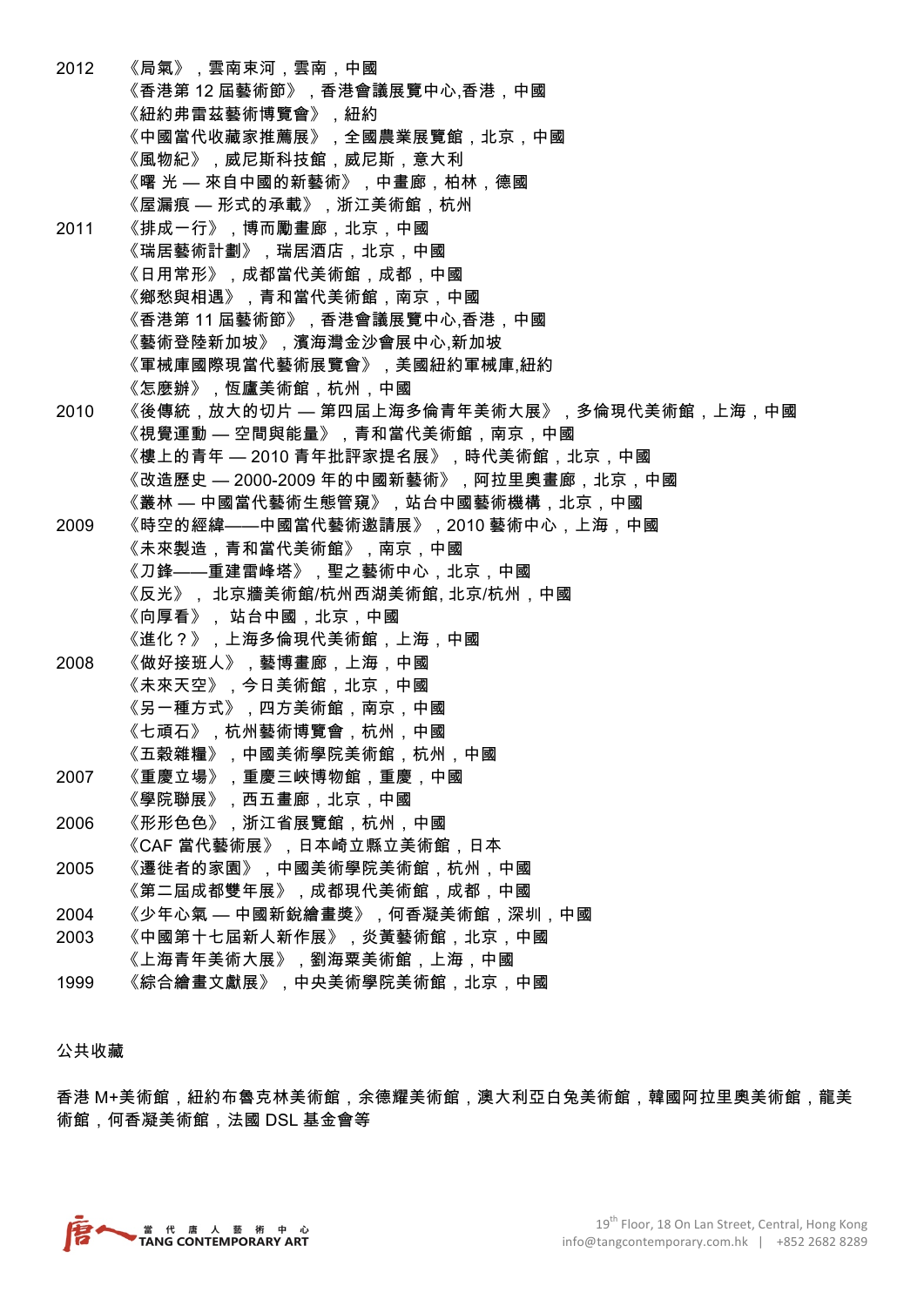2012 《局氣》，雲南東河，雲南，中國
《香港第 12 屆藝術節》，香港會議展覽中心,香港，中國
《紐約弗雷茲藝術博覽會》，紐約
《中國當代收藏家推薦展》，全國農業展覽館，北京，中國
《風物紀》，威尼斯科技館，威尼斯，意大利
《曙 光 — 來自中國的新藝術》，中畫廊，柏林，德國
《屋漏痕 — 形式的承載》，浙江美術館，杭州

2011 《排成一行》，博而勵畫廊，北京，中國
《瑞居藝術計劃》，瑞居酒店，北京，中國
《日用常形》，成都當代美術館，成都，中國
《鄉愁與相遇》，青和當代美術館，南京，中國
《香港第 11 屆藝術節》，香港會議展覽中心,香港，中國
《藝術登陸新加坡》，濱海灣金沙會展中心,新加坡
《軍械庫國際現當代藝術展覽會》，美國紐約軍械庫,紐約
《怎麼辦》，恆廬美術館，杭州，中國

2010 《後傳統，放大的切片 — 第四屆上海多倫青年美術大展》，多倫現代美術館，上海，中國
《視覺運動 — 空間與能量》，青和當代美術館，南京，中國
《樓上的青年 — 2010 青年批評家提名展》，時代美術館，北京，中國
《改造歷史 — 2000-2009 年的中國新藝術》，阿拉里奧畫廊，北京，中國
《叢林 — 中國當代藝術生態管窺》，站台中國藝術機構，北京，中國

2009 《時空的經緯——中國當代藝術邀請展》，2010 藝術中心，上海，中國
《未來製造，青和當代美術館》，南京，中國
《刀鋒——重建雷峰塔》，聖之藝術中心，北京，中國
《反光》， 北京牆美術館/杭州西湖美術館, 北京/杭州，中國
《向厚看》， 站台中國，北京，中國
《進化？》，上海多倫現代美術館，上海，中國

2008 《做好接班人》，藝博畫廊，上海，中國
《未來天空》，今日美術館，北京，中國
《另一種方式》，四方美術館，南京，中國
《七頑石》，杭州藝術博覽會，杭州，中國
《五穀雜糧》，中國美術學院美術館，杭州，中國

2007 《重慶立場》，重慶三峽博物館，重慶，中國
《學院聯展》，西五畫廊，北京，中國

2006 《形形色色》，浙江省展覽館，杭州，中國
《CAF 當代藝術展》，日本崎立縣立美術館，日本

2005 《遷徙者的家園》，中國美術學院美術館，杭州，中國
《第二屆成都雙年展》，成都現代美術館，成都，中國

2004 《少年心氣 — 中國新銳繪畫獎》，何香凝美術館，深圳，中國

2003 《中國第十七屆新人新作展》，炎黃藝術館，北京，中國
《上海青年美術大展》，劉海粟美術館，上海，中國

1999 《綜合繪畫文獻展》，中央美術學院美術館，北京，中國

公共收藏

香港 M+美術館，紐約布魯克林美術館，余德耀美術館，澳大利亞白兔美術館，韓國阿拉里奧美術館，龍美術館，何香凝美術館，法國 DSL 基金會等